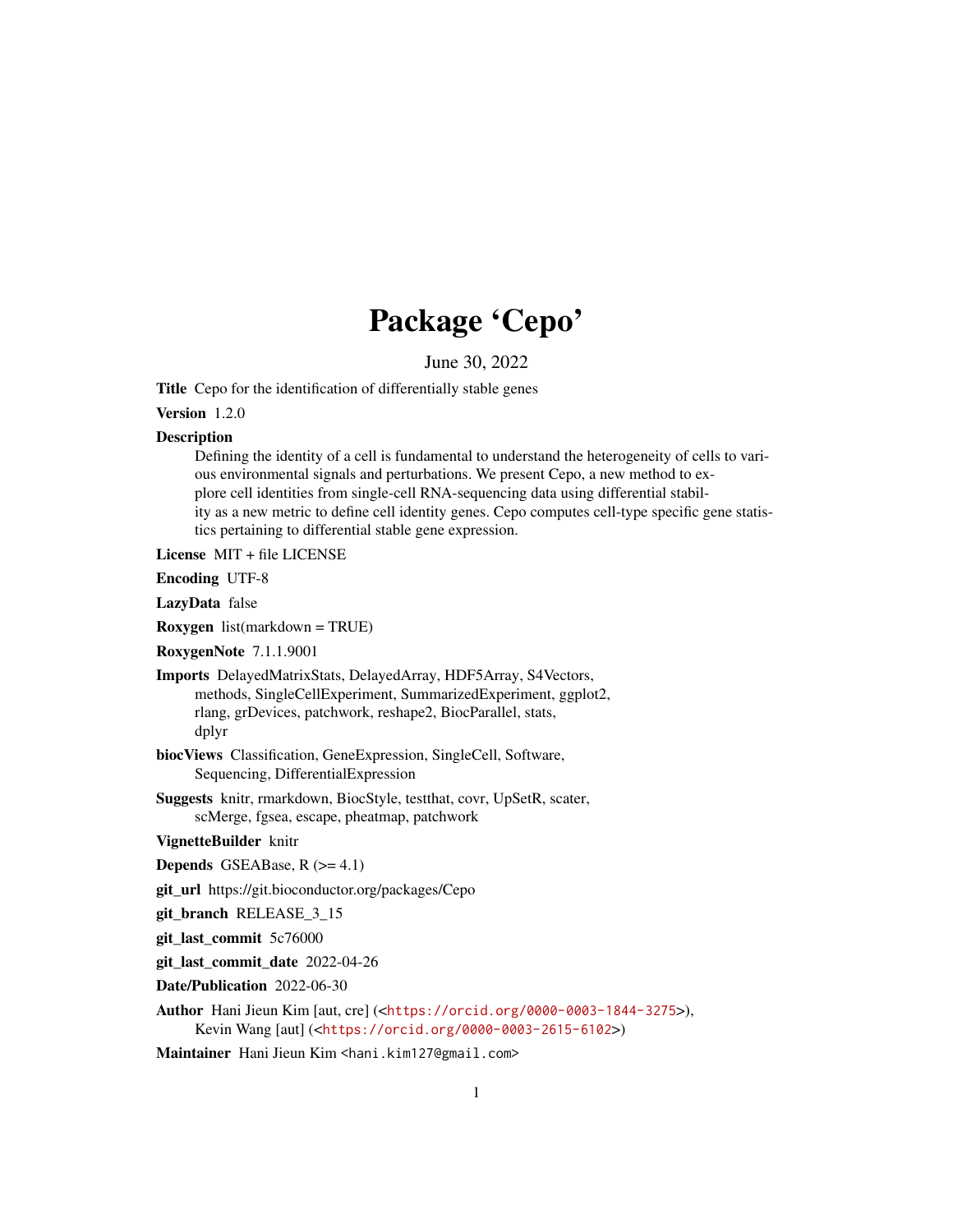# Package 'Cepo'

June 30, 2022

**Title** Cepo for the identification of differentially stable genes

**Version** 1.2.0

**Description**

Defining the identity of a cell is fundamental to understand the heterogeneity of cells to various environmental signals and perturbations. We present Cepo, a new method to explore cell identities from single-cell RNA-sequencing data using differential stability as a new metric to define cell identity genes. Cepo computes cell-type specific gene statistics pertaining to differential stable gene expression.

**License** MIT + file LICENSE

**Encoding** UTF-8

**LazyData** false

**Roxygen** list(markdown = TRUE)

**RoxygenNote** 7.1.1.9001

**Imports** DelayedMatrixStats, DelayedArray, HDF5Array, S4Vectors, methods, SingleCellExperiment, SummarizedExperiment, ggplot2, rlang, grDevices, patchwork, reshape2, BiocParallel, stats, dplyr

**biocViews** Classification, GeneExpression, SingleCell, Software, Sequencing, DifferentialExpression

**Suggests** knitr, rmarkdown, BiocStyle, testthat, covr, UpSetR, scater, scMerge, fgsea, escape, pheatmap, patchwork

**VignetteBuilder** knitr

**Depends** GSEABase, R (>= 4.1)

**git_url** https://git.bioconductor.org/packages/Cepo

**git_branch** RELEASE_3_15

**git_last_commit** 5c76000

**git_last_commit_date** 2022-04-26

**Date/Publication** 2022-06-30

**Author** Hani Jieun Kim [aut, cre] (<https://orcid.org/0000-0003-1844-3275>), Kevin Wang [aut] (<https://orcid.org/0000-0003-2615-6102>)

**Maintainer** Hani Jieun Kim <hani.kim127@gmail.com>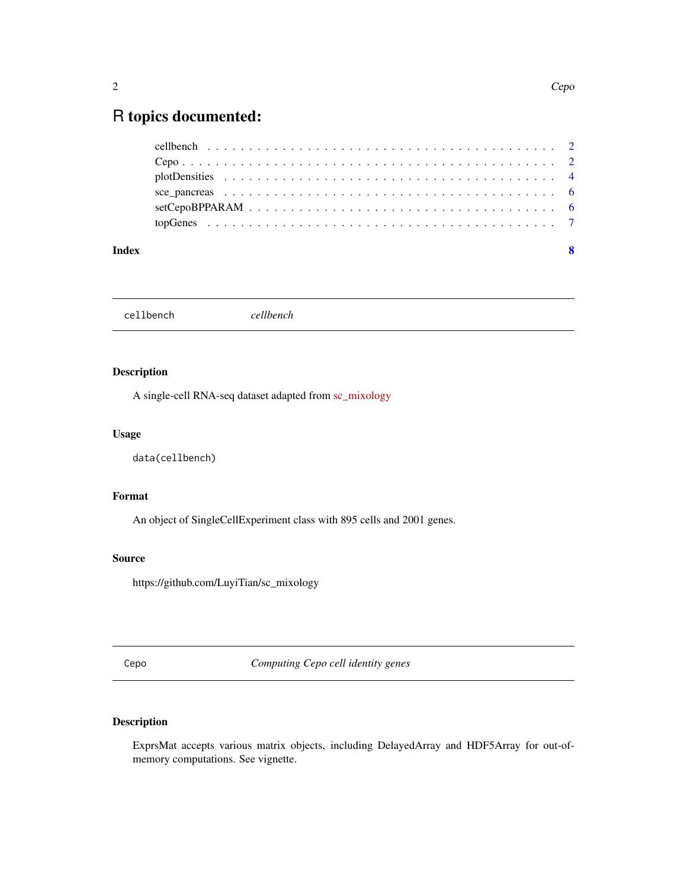# R topics documented:

- cellbench . . . . . . . . . . . . . . . . . . . . . . . . . . . . . . . . . . . . . . . . . . 2
- Cepo . . . . . . . . . . . . . . . . . . . . . . . . . . . . . . . . . . . . . . . . . . . . . 2
- plotDensities . . . . . . . . . . . . . . . . . . . . . . . . . . . . . . . . . . . . . . . . 4
- sce_pancreas . . . . . . . . . . . . . . . . . . . . . . . . . . . . . . . . . . . . . . . . 6
- setCepoBPPARAM . . . . . . . . . . . . . . . . . . . . . . . . . . . . . . . . . . . . . 6
- topGenes . . . . . . . . . . . . . . . . . . . . . . . . . . . . . . . . . . . . . . . . . . 7

**Index** **8**

---

## `cellbench` *cellbench*

### Description

A single-cell RNA-seq dataset adapted from sc_mixology

### Usage

```
data(cellbench)
```

### Format

An object of SingleCellExperiment class with 895 cells and 2001 genes.

### Source

https://github.com/LuyiTian/sc_mixology

---

## `Cepo` *Computing Cepo cell identity genes*

### Description

ExprsMat accepts various matrix objects, including DelayedArray and HDF5Array for out-of-memory computations. See vignette.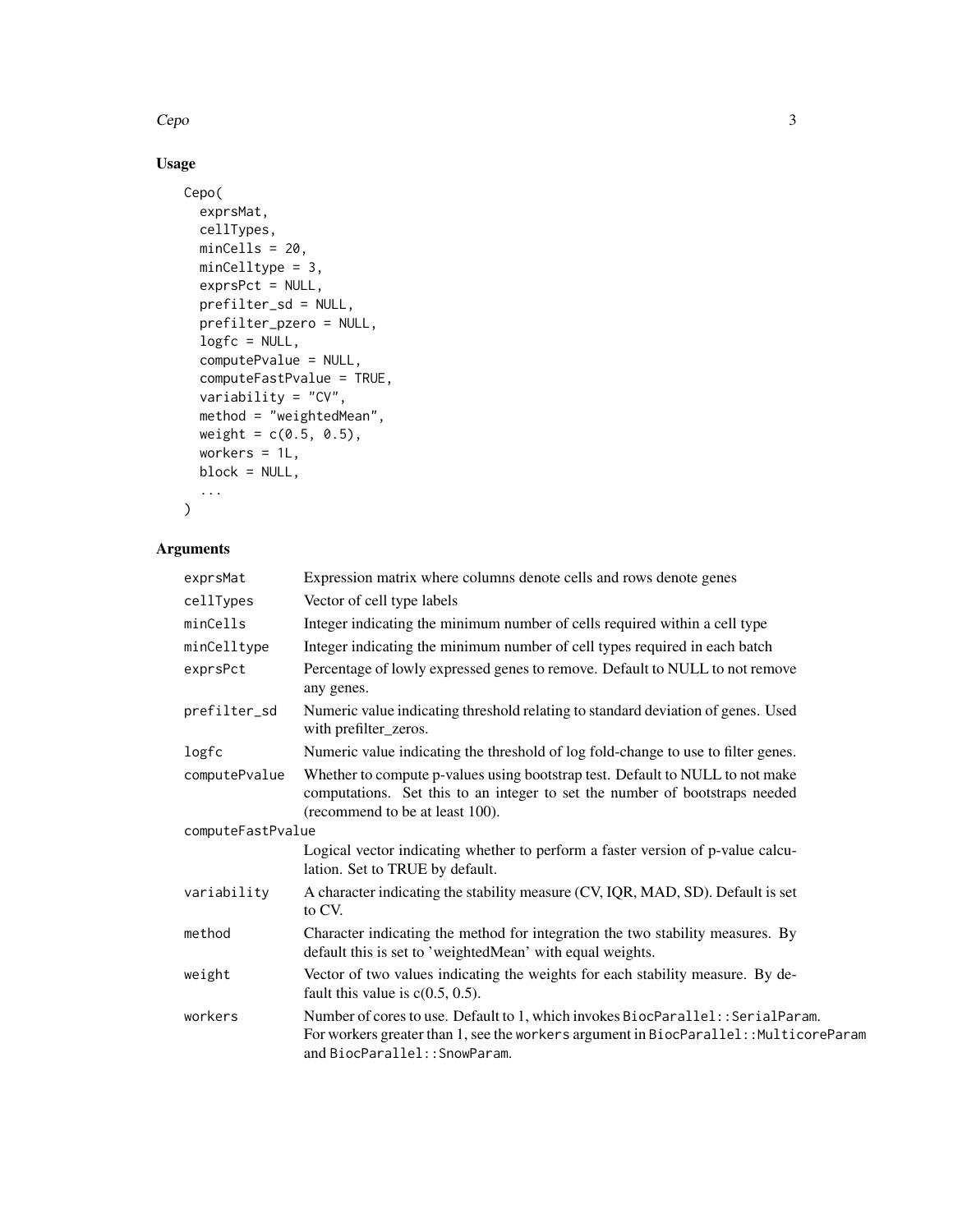## Usage

```
Cepo(
  exprsMat,
  cellTypes,
  minCells = 20,
  minCelltype = 3,
  exprsPct = NULL,
  prefilter_sd = NULL,
  prefilter_pzero = NULL,
  logfc = NULL,
  computePvalue = NULL,
  computeFastPvalue = TRUE,
  variability = "CV",
  method = "weightedMean",
  weight = c(0.5, 0.5),
  workers = 1L,
  block = NULL,
  ...
)
```

## Arguments

| | |
|---|---|
| exprsMat | Expression matrix where columns denote cells and rows denote genes |
| cellTypes | Vector of cell type labels |
| minCells | Integer indicating the minimum number of cells required within a cell type |
| minCelltype | Integer indicating the minimum number of cell types required in each batch |
| exprsPct | Percentage of lowly expressed genes to remove. Default to NULL to not remove any genes. |
| prefilter_sd | Numeric value indicating threshold relating to standard deviation of genes. Used with prefilter_zeros. |
| logfc | Numeric value indicating the threshold of log fold-change to use to filter genes. |
| computePvalue | Whether to compute p-values using bootstrap test. Default to NULL to not make computations. Set this to an integer to set the number of bootstraps needed (recommend to be at least 100). |
| computeFastPvalue | Logical vector indicating whether to perform a faster version of p-value calculation. Set to TRUE by default. |
| variability | A character indicating the stability measure (CV, IQR, MAD, SD). Default is set to CV. |
| method | Character indicating the method for integration the two stability measures. By default this is set to 'weightedMean' with equal weights. |
| weight | Vector of two values indicating the weights for each stability measure. By default this value is c(0.5, 0.5). |
| workers | Number of cores to use. Default to 1, which invokes `BiocParallel::SerialParam`. For workers greater than 1, see the `workers` argument in `BiocParallel::MulticoreParam` and `BiocParallel::SnowParam`. |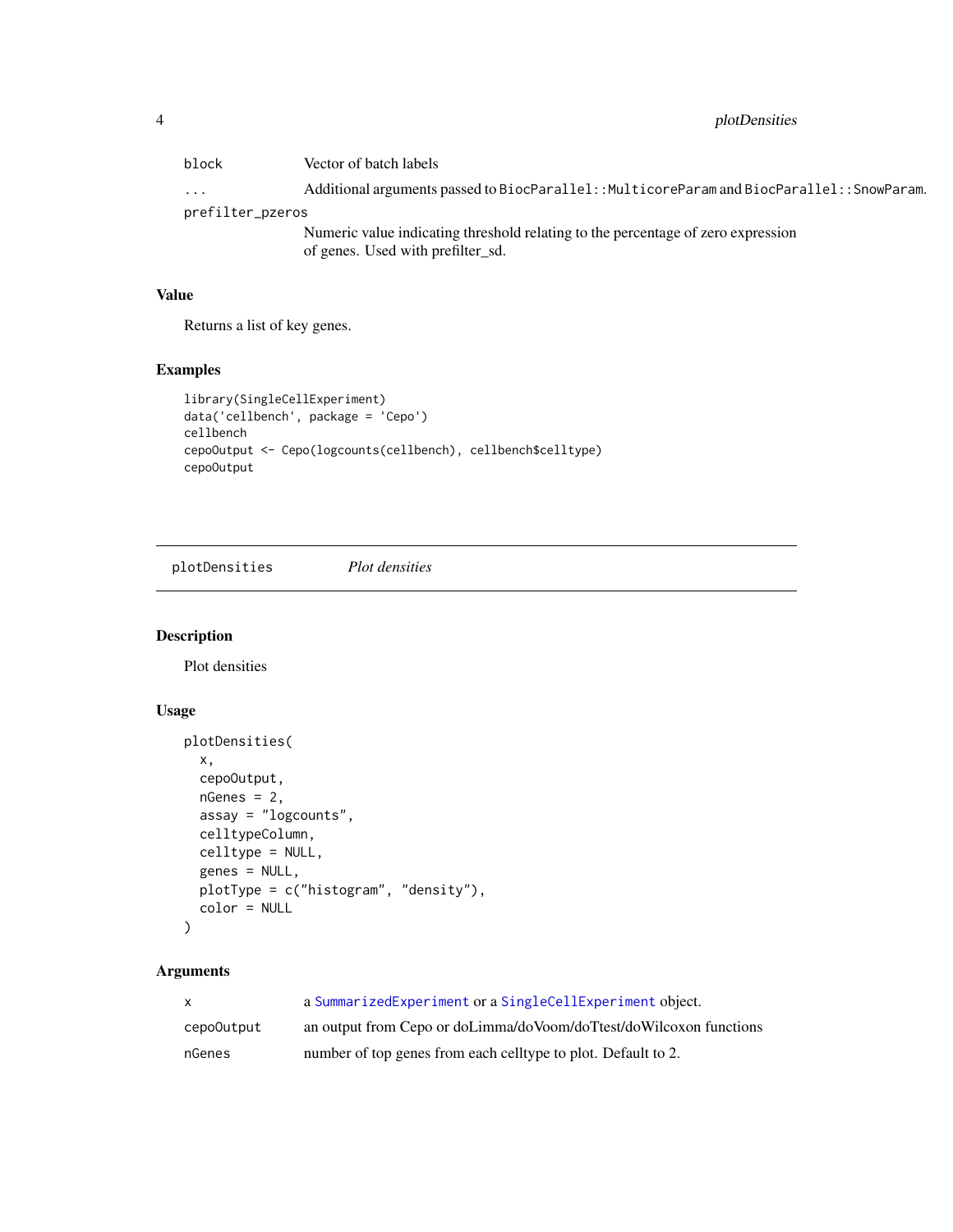| | |
|---|---|
| block | Vector of batch labels |
| ... | Additional arguments passed to BiocParallel::MulticoreParam and BiocParallel::SnowParam. |
| prefilter_pzeros | Numeric value indicating threshold relating to the percentage of zero expression of genes. Used with prefilter_sd. |

### Value

Returns a list of key genes.

### Examples

```
library(SingleCellExperiment)
data('cellbench', package = 'Cepo')
cellbench
cepoOutput <- Cepo(logcounts(cellbench), cellbench$celltype)
cepoOutput
```

---

## plotDensities &nbsp;&nbsp;&nbsp; *Plot densities*

---

### Description

Plot densities

### Usage

```
plotDensities(
  x,
  cepoOutput,
  nGenes = 2,
  assay = "logcounts",
  celltypeColumn,
  celltype = NULL,
  genes = NULL,
  plotType = c("histogram", "density"),
  color = NULL
)
```

### Arguments

| | |
|---|---|
| x | a SummarizedExperiment or a SingleCellExperiment object. |
| cepoOutput | an output from Cepo or doLimma/doVoom/doTtest/doWilcoxon functions |
| nGenes | number of top genes from each celltype to plot. Default to 2. |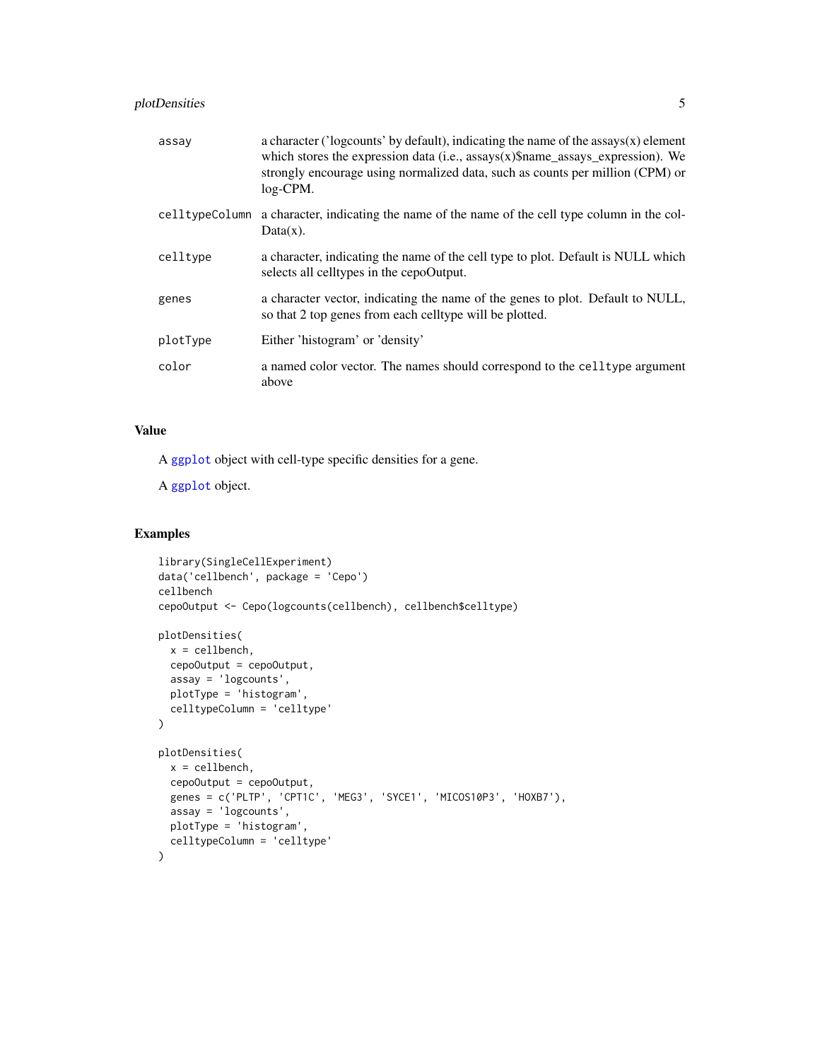| | |
|---|---|
| assay | a character ('logcounts' by default), indicating the name of the assays(x) element which stores the expression data (i.e., assays(x)$name_assays_expression). We strongly encourage using normalized data, such as counts per million (CPM) or log-CPM. |
| celltypeColumn | a character, indicating the name of the name of the cell type column in the colData(x). |
| celltype | a character, indicating the name of the cell type to plot. Default is NULL which selects all celltypes in the cepoOutput. |
| genes | a character vector, indicating the name of the genes to plot. Default to NULL, so that 2 top genes from each celltype will be plotted. |
| plotType | Either 'histogram' or 'density' |
| color | a named color vector. The names should correspond to the `celltype` argument above |

## Value

A `ggplot` object with cell-type specific densities for a gene.

A `ggplot` object.

## Examples

```
library(SingleCellExperiment)
data('cellbench', package = 'Cepo')
cellbench
cepoOutput <- Cepo(logcounts(cellbench), cellbench$celltype)

plotDensities(
  x = cellbench,
  cepoOutput = cepoOutput,
  assay = 'logcounts',
  plotType = 'histogram',
  celltypeColumn = 'celltype'
)

plotDensities(
  x = cellbench,
  cepoOutput = cepoOutput,
  genes = c('PLTP', 'CPT1C', 'MEG3', 'SYCE1', 'MICOS10P3', 'HOXB7'),
  assay = 'logcounts',
  plotType = 'histogram',
  celltypeColumn = 'celltype'
)
```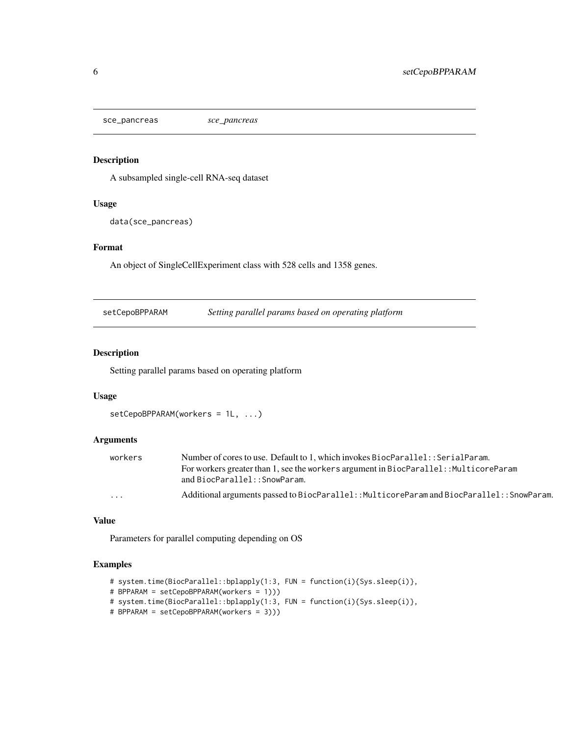## sce_pancreas *sce_pancreas*

### Description

A subsampled single-cell RNA-seq dataset

### Usage

```
data(sce_pancreas)
```

### Format

An object of SingleCellExperiment class with 528 cells and 1358 genes.

## setCepoBPPARAM *Setting parallel params based on operating platform*

### Description

Setting parallel params based on operating platform

### Usage

```
setCepoBPPARAM(workers = 1L, ...)
```

### Arguments

| | |
|---|---|
| workers | Number of cores to use. Default to 1, which invokes `BiocParallel::SerialParam`. For workers greater than 1, see the `workers` argument in `BiocParallel::MulticoreParam` and `BiocParallel::SnowParam`. |
| ... | Additional arguments passed to `BiocParallel::MulticoreParam` and `BiocParallel::SnowParam`. |

### Value

Parameters for parallel computing depending on OS

### Examples

```
# system.time(BiocParallel::bplapply(1:3, FUN = function(i){Sys.sleep(i)},
# BPPARAM = setCepoBPPARAM(workers = 1)))
# system.time(BiocParallel::bplapply(1:3, FUN = function(i){Sys.sleep(i)},
# BPPARAM = setCepoBPPARAM(workers = 3)))
```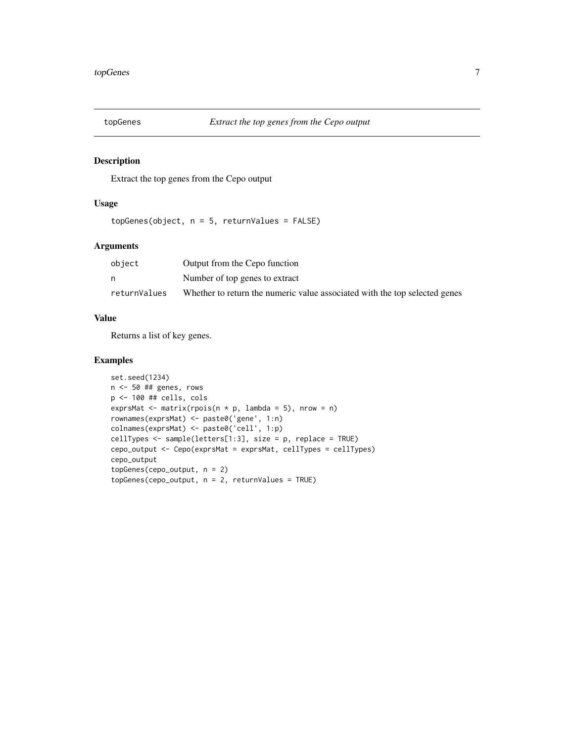## topGenes — *Extract the top genes from the Cepo output*

### Description

Extract the top genes from the Cepo output

### Usage

```
topGenes(object, n = 5, returnValues = FALSE)
```

### Arguments

| | |
|---|---|
| object | Output from the Cepo function |
| n | Number of top genes to extract |
| returnValues | Whether to return the numeric value associated with the top selected genes |

### Value

Returns a list of key genes.

### Examples

```
set.seed(1234)
n <- 50 ## genes, rows
p <- 100 ## cells, cols
exprsMat <- matrix(rpois(n * p, lambda = 5), nrow = n)
rownames(exprsMat) <- paste0('gene', 1:n)
colnames(exprsMat) <- paste0('cell', 1:p)
cellTypes <- sample(letters[1:3], size = p, replace = TRUE)
cepo_output <- Cepo(exprsMat = exprsMat, cellTypes = cellTypes)
cepo_output
topGenes(cepo_output, n = 2)
topGenes(cepo_output, n = 2, returnValues = TRUE)
```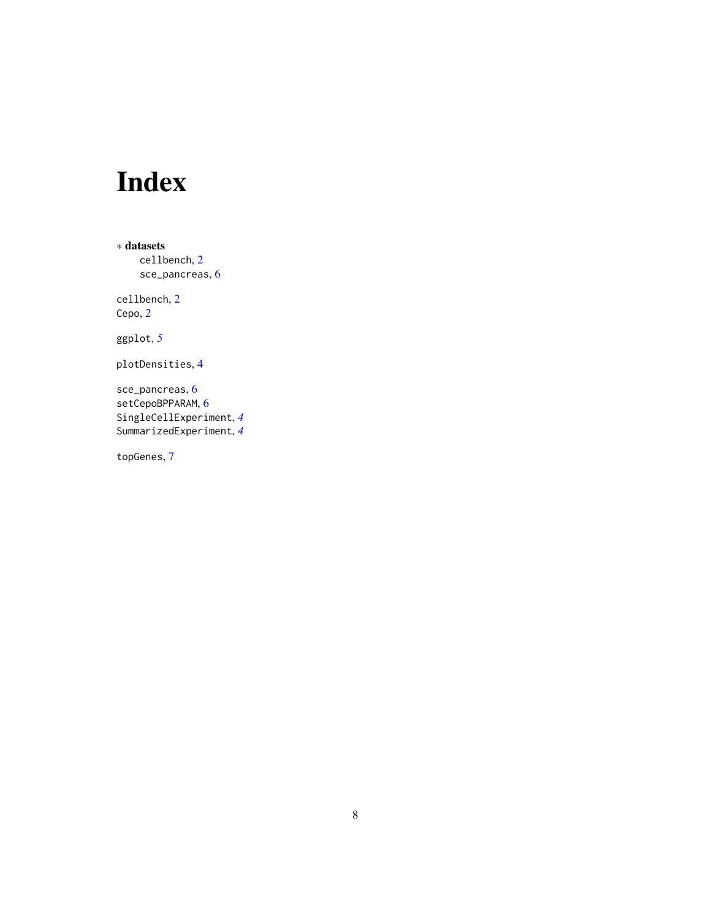# Index

∗ **datasets**
  cellbench, 2
  sce_pancreas, 6

cellbench, 2
Cepo, 2

ggplot, *5*

plotDensities, 4

sce_pancreas, 6
setCepoBPPARAM, 6
SingleCellExperiment, *4*
SummarizedExperiment, *4*

topGenes, 7